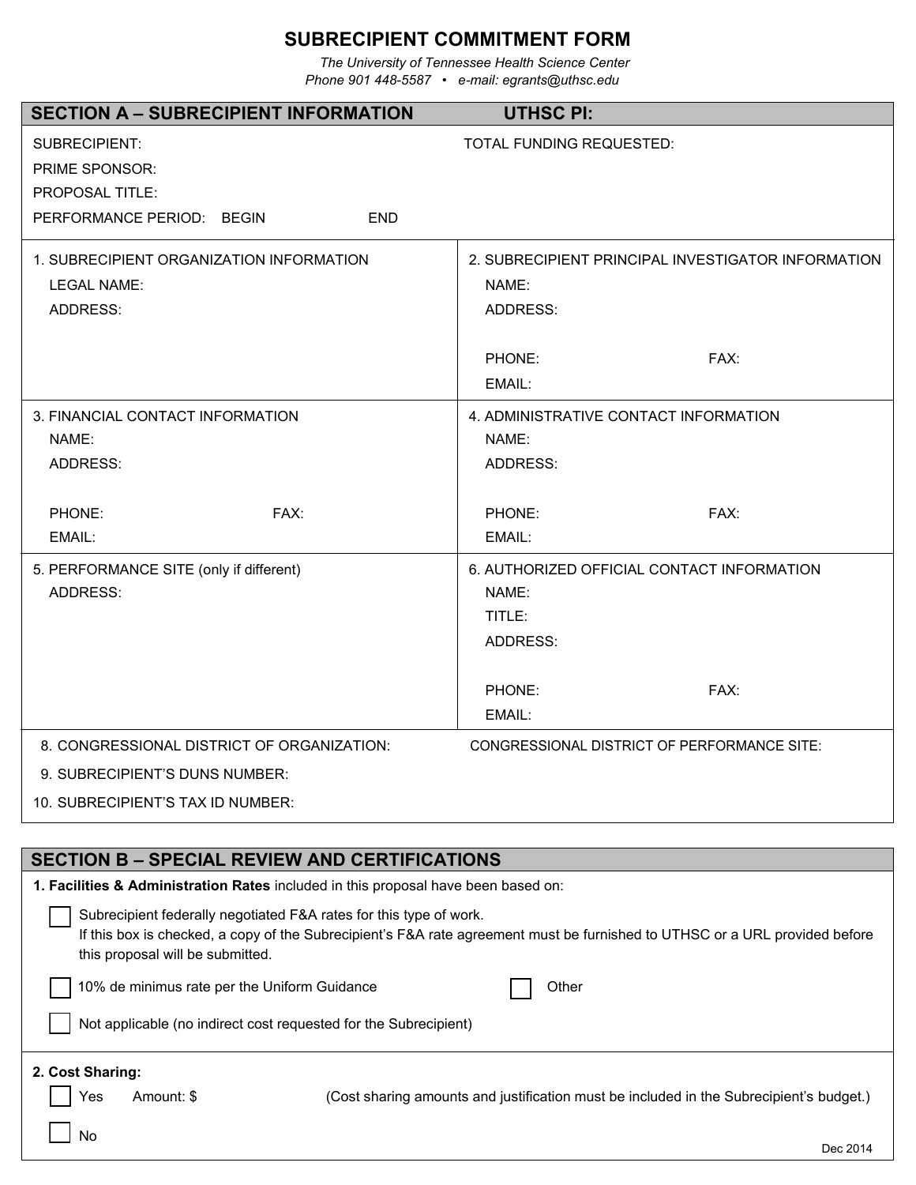# SUBRECIPIENT COMMITMENT FORM

*The University of Tennessee Health Science Center*
*Phone 901 448-5587 • e-mail: egrants@uthsc.edu*

## SECTION A – SUBRECIPIENT INFORMATION UTHSC PI:

SUBRECIPIENT: TOTAL FUNDING REQUESTED:

PRIME SPONSOR:

PROPOSAL TITLE:

PERFORMANCE PERIOD: BEGIN END

| 1. SUBRECIPIENT ORGANIZATION INFORMATION | 2. SUBRECIPIENT PRINCIPAL INVESTIGATOR INFORMATION |
|---|---|
| LEGAL NAME: | NAME: |
| ADDRESS: | ADDRESS: |
| | PHONE: FAX: |
| | EMAIL: |

| 3. FINANCIAL CONTACT INFORMATION | 4. ADMINISTRATIVE CONTACT INFORMATION |
|---|---|
| NAME: | NAME: |
| ADDRESS: | ADDRESS: |
| PHONE: FAX: | PHONE: FAX: |
| EMAIL: | EMAIL: |

| 5. PERFORMANCE SITE (only if different) | 6. AUTHORIZED OFFICIAL CONTACT INFORMATION |
|---|---|
| ADDRESS: | NAME: |
| | TITLE: |
| | ADDRESS: |
| | PHONE: FAX: |
| | EMAIL: |

8. CONGRESSIONAL DISTRICT OF ORGANIZATION: CONGRESSIONAL DISTRICT OF PERFORMANCE SITE:

9. SUBRECIPIENT'S DUNS NUMBER:

10. SUBRECIPIENT'S TAX ID NUMBER:

## SECTION B – SPECIAL REVIEW AND CERTIFICATIONS

**1. Facilities & Administration Rates** included in this proposal have been based on:

- ☐ Subrecipient federally negotiated F&A rates for this type of work.
  If this box is checked, a copy of the Subrecipient's F&A rate agreement must be furnished to UTHSC or a URL provided before this proposal will be submitted.
- ☐ 10% de minimus rate per the Uniform Guidance ☐ Other
- ☐ Not applicable (no indirect cost requested for the Subrecipient)

**2. Cost Sharing:**

- ☐ Yes Amount: $ (Cost sharing amounts and justification must be included in the Subrecipient's budget.)
- ☐ No

Dec 2014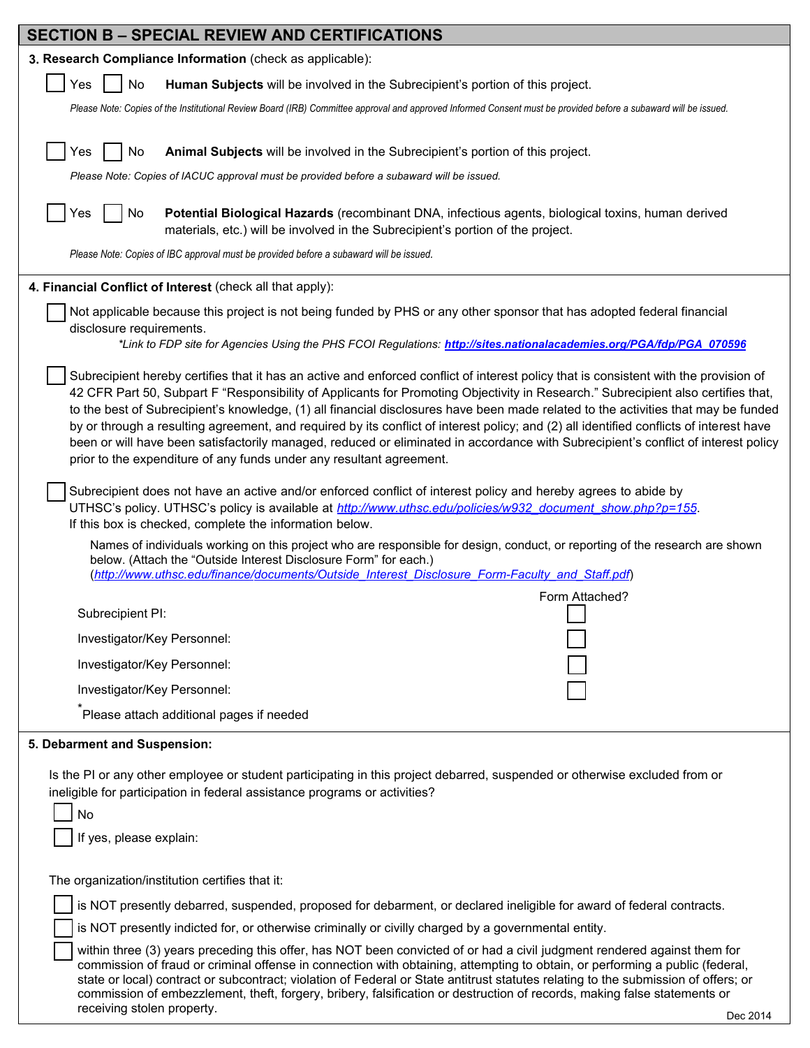## SECTION B – SPECIAL REVIEW AND CERTIFICATIONS

**3. Research Compliance Information** (check as applicable):

☐ Yes ☐ No **Human Subjects** will be involved in the Subrecipient's portion of this project.

*Please Note: Copies of the Institutional Review Board (IRB) Committee approval and approved Informed Consent must be provided before a subaward will be issued.*

☐ Yes ☐ No **Animal Subjects** will be involved in the Subrecipient's portion of this project.

*Please Note: Copies of IACUC approval must be provided before a subaward will be issued.*

☐ Yes ☐ No **Potential Biological Hazards** (recombinant DNA, infectious agents, biological toxins, human derived materials, etc.) will be involved in the Subrecipient's portion of the project.

*Please Note: Copies of IBC approval must be provided before a subaward will be issued.*

**4. Financial Conflict of Interest** (check all that apply):

☐ Not applicable because this project is not being funded by PHS or any other sponsor that has adopted federal financial disclosure requirements.
*\*Link to FDP site for Agencies Using the PHS FCOI Regulations: **http://sites.nationalacademies.org/PGA/fdp/PGA_070596***

☐ Subrecipient hereby certifies that it has an active and enforced conflict of interest policy that is consistent with the provision of 42 CFR Part 50, Subpart F "Responsibility of Applicants for Promoting Objectivity in Research." Subrecipient also certifies that, to the best of Subrecipient's knowledge, (1) all financial disclosures have been made related to the activities that may be funded by or through a resulting agreement, and required by its conflict of interest policy; and (2) all identified conflicts of interest have been or will have been satisfactorily managed, reduced or eliminated in accordance with Subrecipient's conflict of interest policy prior to the expenditure of any funds under any resultant agreement.

☐ Subrecipient does not have an active and/or enforced conflict of interest policy and hereby agrees to abide by UTHSC's policy. UTHSC's policy is available at *http://www.uthsc.edu/policies/w932_document_show.php?p=155*.
If this box is checked, complete the information below.

Names of individuals working on this project who are responsible for design, conduct, or reporting of the research are shown below. (Attach the "Outside Interest Disclosure Form" for each.)
(*http://www.uthsc.edu/finance/documents/Outside_Interest_Disclosure_Form-Faculty_and_Staff.pdf*)

| | Form Attached? |
|---|---|
| Subrecipient PI: | ☐ |
| Investigator/Key Personnel: | ☐ |
| Investigator/Key Personnel: | ☐ |
| Investigator/Key Personnel: | ☐ |

\*Please attach additional pages if needed

**5. Debarment and Suspension:**

Is the PI or any other employee or student participating in this project debarred, suspended or otherwise excluded from or ineligible for participation in federal assistance programs or activities?

☐ No

☐ If yes, please explain:

The organization/institution certifies that it:

☐ is NOT presently debarred, suspended, proposed for debarment, or declared ineligible for award of federal contracts.

☐ is NOT presently indicted for, or otherwise criminally or civilly charged by a governmental entity.

☐ within three (3) years preceding this offer, has NOT been convicted of or had a civil judgment rendered against them for commission of fraud or criminal offense in connection with obtaining, attempting to obtain, or performing a public (federal, state or local) contract or subcontract; violation of Federal or State antitrust statutes relating to the submission of offers; or commission of embezzlement, theft, forgery, bribery, falsification or destruction of records, making false statements or receiving stolen property.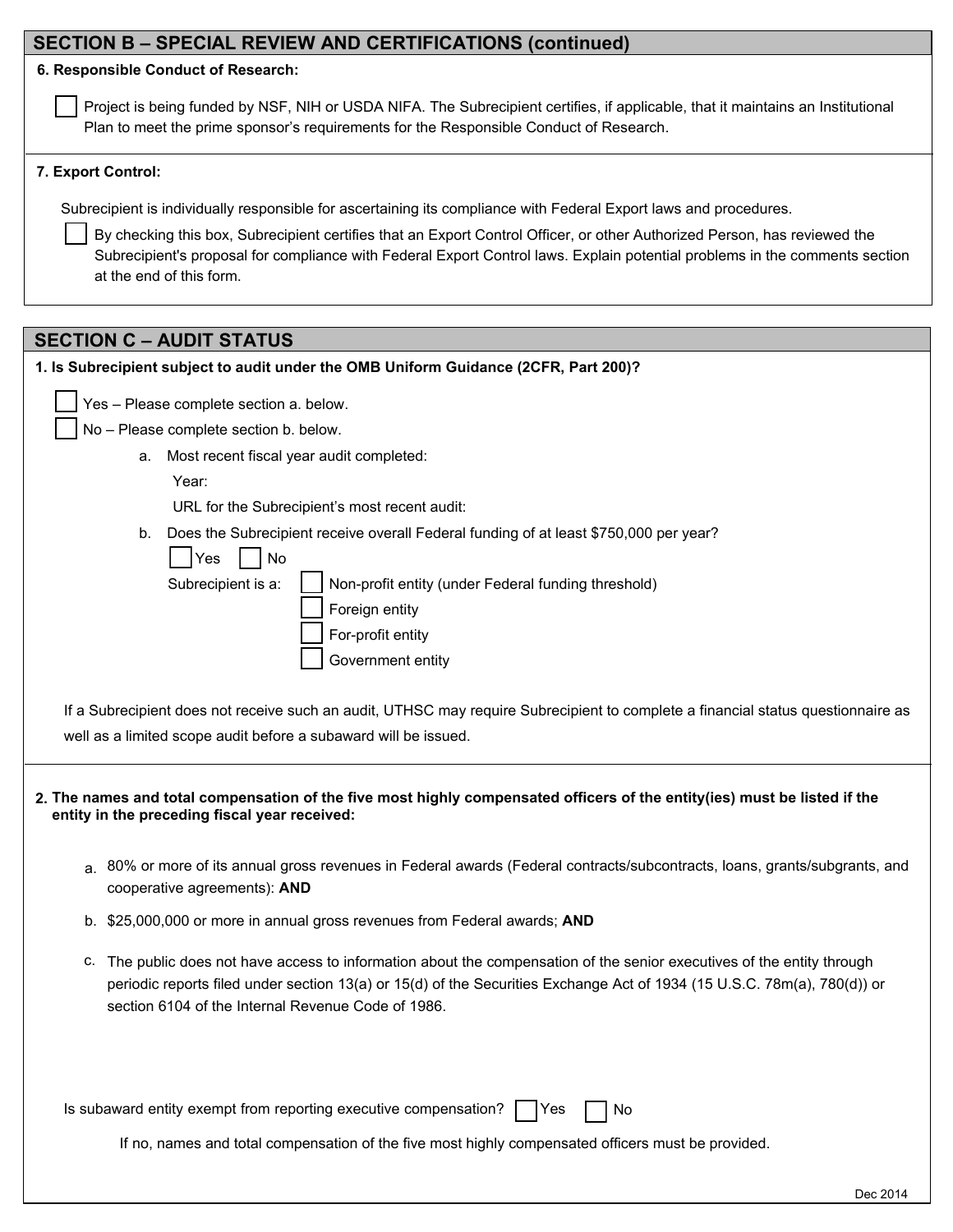## SECTION B – SPECIAL REVIEW AND CERTIFICATIONS (continued)

**6. Responsible Conduct of Research:**

☐ Project is being funded by NSF, NIH or USDA NIFA. The Subrecipient certifies, if applicable, that it maintains an Institutional Plan to meet the prime sponsor's requirements for the Responsible Conduct of Research.

**7. Export Control:**

Subrecipient is individually responsible for ascertaining its compliance with Federal Export laws and procedures.

☐ By checking this box, Subrecipient certifies that an Export Control Officer, or other Authorized Person, has reviewed the Subrecipient's proposal for compliance with Federal Export Control laws. Explain potential problems in the comments section at the end of this form.

## SECTION C – AUDIT STATUS

**1. Is Subrecipient subject to audit under the OMB Uniform Guidance (2CFR, Part 200)?**

☐ Yes – Please complete section a. below.
☐ No – Please complete section b. below.

a. Most recent fiscal year audit completed:
   Year:
   URL for the Subrecipient's most recent audit:

b. Does the Subrecipient receive overall Federal funding of at least $750,000 per year?
   ☐ Yes ☐ No
   Subrecipient is a: ☐ Non-profit entity (under Federal funding threshold)
   ☐ Foreign entity
   ☐ For-profit entity
   ☐ Government entity

If a Subrecipient does not receive such an audit, UTHSC may require Subrecipient to complete a financial status questionnaire as well as a limited scope audit before a subaward will be issued.

**2. The names and total compensation of the five most highly compensated officers of the entity(ies) must be listed if the entity in the preceding fiscal year received:**

a. 80% or more of its annual gross revenues in Federal awards (Federal contracts/subcontracts, loans, grants/subgrants, and cooperative agreements): **AND**

b. $25,000,000 or more in annual gross revenues from Federal awards; **AND**

c. The public does not have access to information about the compensation of the senior executives of the entity through periodic reports filed under section 13(a) or 15(d) of the Securities Exchange Act of 1934 (15 U.S.C. 78m(a), 780(d)) or section 6104 of the Internal Revenue Code of 1986.

Is subaward entity exempt from reporting executive compensation? ☐ Yes ☐ No

If no, names and total compensation of the five most highly compensated officers must be provided.

Dec 2014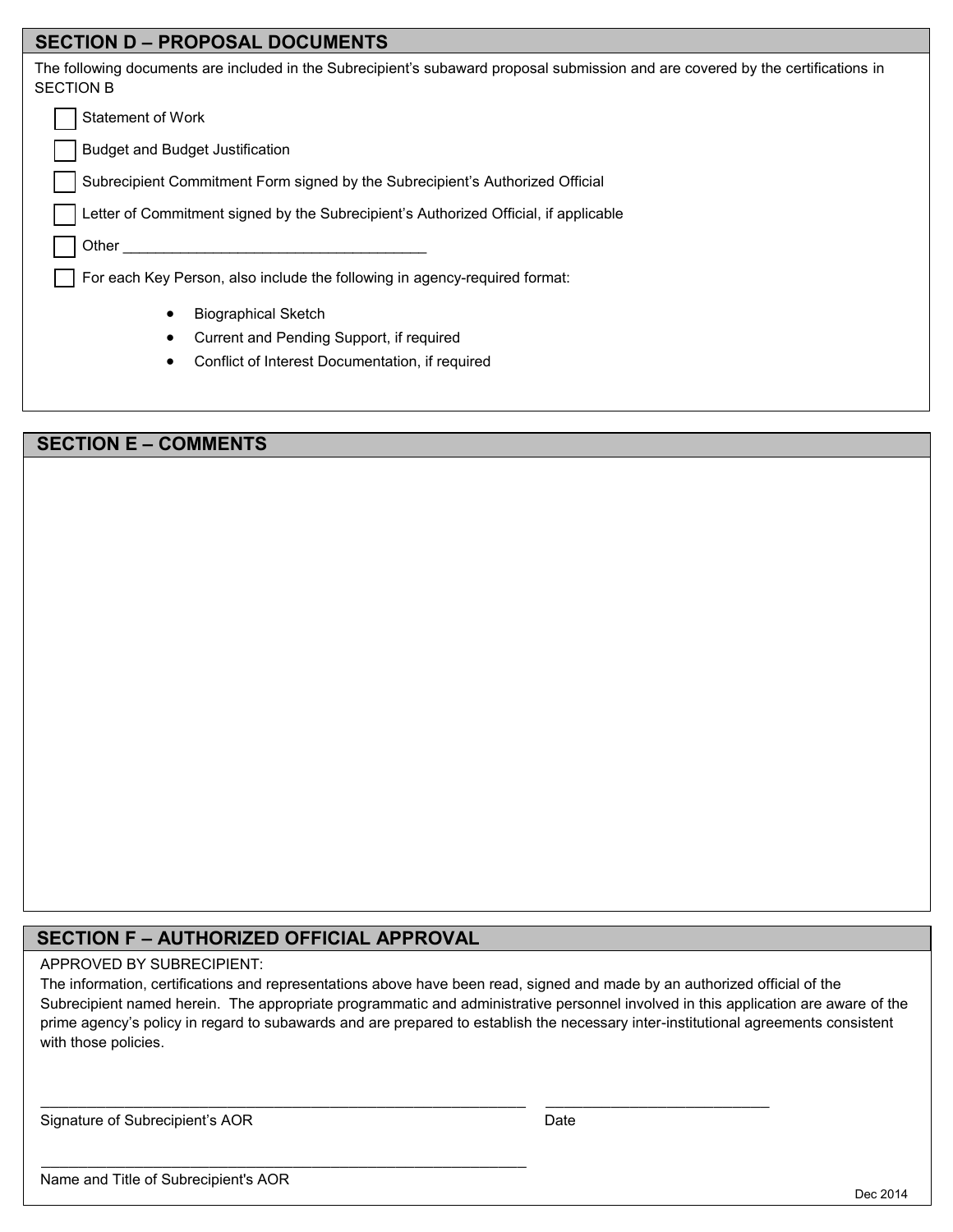## SECTION D – PROPOSAL DOCUMENTS

The following documents are included in the Subrecipient's subaward proposal submission and are covered by the certifications in SECTION B

- ☐ Statement of Work
- ☐ Budget and Budget Justification
- ☐ Subrecipient Commitment Form signed by the Subrecipient's Authorized Official
- ☐ Letter of Commitment signed by the Subrecipient's Authorized Official, if applicable
- ☐ Other ____________________________________
- ☐ For each Key Person, also include the following in agency-required format:
  - Biographical Sketch
  - Current and Pending Support, if required
  - Conflict of Interest Documentation, if required

## SECTION E – COMMENTS

## SECTION F – AUTHORIZED OFFICIAL APPROVAL

APPROVED BY SUBRECIPIENT:

The information, certifications and representations above have been read, signed and made by an authorized official of the Subrecipient named herein. The appropriate programmatic and administrative personnel involved in this application are aware of the prime agency's policy in regard to subawards and are prepared to establish the necessary inter-institutional agreements consistent with those policies.

_____________________________________________________________ ____________________________

Signature of Subrecipient's AOR Date

_____________________________________________________________

Name and Title of Subrecipient's AOR

Dec 2014